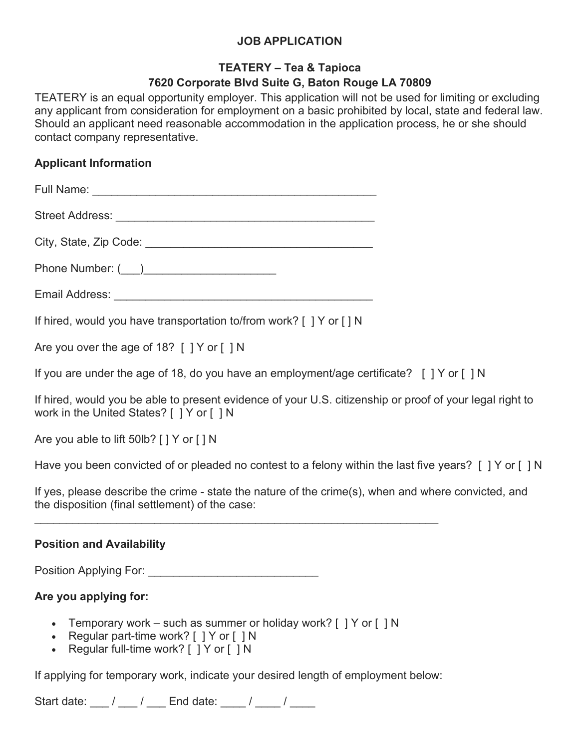# JOB APPLICATION

## TEATERY – Tea & Tapioca

## 7620 Corporate Blvd Suite G, Baton Rouge LA 70809

TEATERY is an equal opportunity employer. This application will not be used for limiting or excluding any applicant from consideration for employment on a basic prohibited by local, state and federal law. Should an applicant need reasonable accommodation in the application process, he or she should contact company representative.

**Applicant Information**

Full Name: ______________________________________________

Street Address: _________________________________________

City, State, Zip Code: ____________________________________

Phone Number: (___)_____________________

Email Address: __________________________________________

If hired, would you have transportation to/from work? [ ] Y or [ ] N

Are you over the age of 18? [ ] Y or [ ] N

If you are under the age of 18, do you have an employment/age certificate? [ ] Y or [ ] N

If hired, would you be able to present evidence of your U.S. citizenship or proof of your legal right to work in the United States? [ ] Y or [ ] N

Are you able to lift 50lb? [ ] Y or [ ] N

Have you been convicted of or pleaded no contest to a felony within the last five years? [ ] Y or [ ] N

If yes, please describe the crime - state the nature of the crime(s), when and where convicted, and the disposition (final settlement) of the case:
_________________________________________________________________

**Position and Availability**

Position Applying For: ___________________________

**Are you applying for:**

- Temporary work – such as summer or holiday work? [ ] Y or [ ] N
- Regular part-time work? [ ] Y or [ ] N
- Regular full-time work? [ ] Y or [ ] N

If applying for temporary work, indicate your desired length of employment below:

Start date: ___ / ___ / ___ End date: ____ / ____ / ____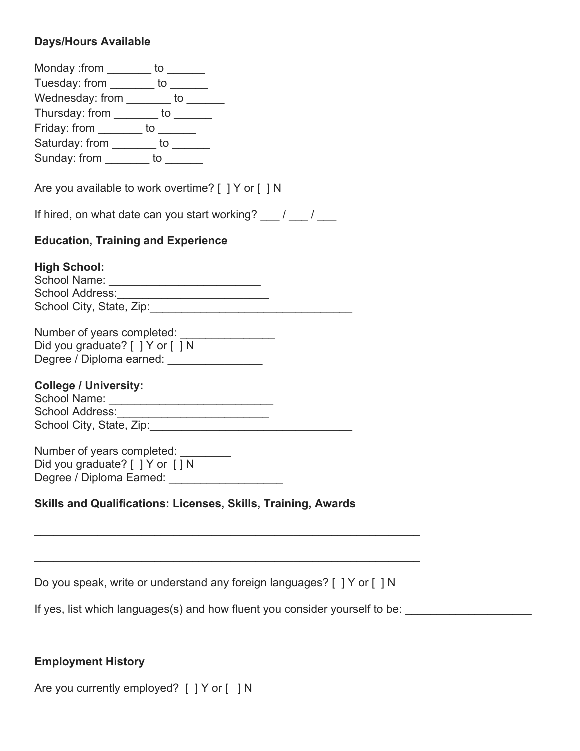**Days/Hours Available**

Monday :from _______ to ______
Tuesday: from _______ to ______
Wednesday: from _______ to ______
Thursday: from _______ to ______
Friday: from _______ to ______
Saturday: from _______ to ______
Sunday: from _______ to ______

Are you available to work overtime? [ ] Y or [ ] N

If hired, on what date can you start working? ___ / ___ / ___

**Education, Training and Experience**

**High School:**
School Name: ________________________
School Address:________________________
School City, State, Zip:________________________________

Number of years completed: _______________
Did you graduate? [ ] Y or [ ] N
Degree / Diploma earned: _______________

**College / University:**
School Name: __________________________
School Address:________________________
School City, State, Zip:________________________________

Number of years completed: ________
Did you graduate? [ ] Y or [ ] N
Degree / Diploma Earned: __________________

**Skills and Qualifications: Licenses, Skills, Training, Awards**

_____________________________________________________________

_____________________________________________________________

Do you speak, write or understand any foreign languages? [ ] Y or [ ] N

If yes, list which languages(s) and how fluent you consider yourself to be: ____________________

**Employment History**

Are you currently employed? [ ] Y or [ ] N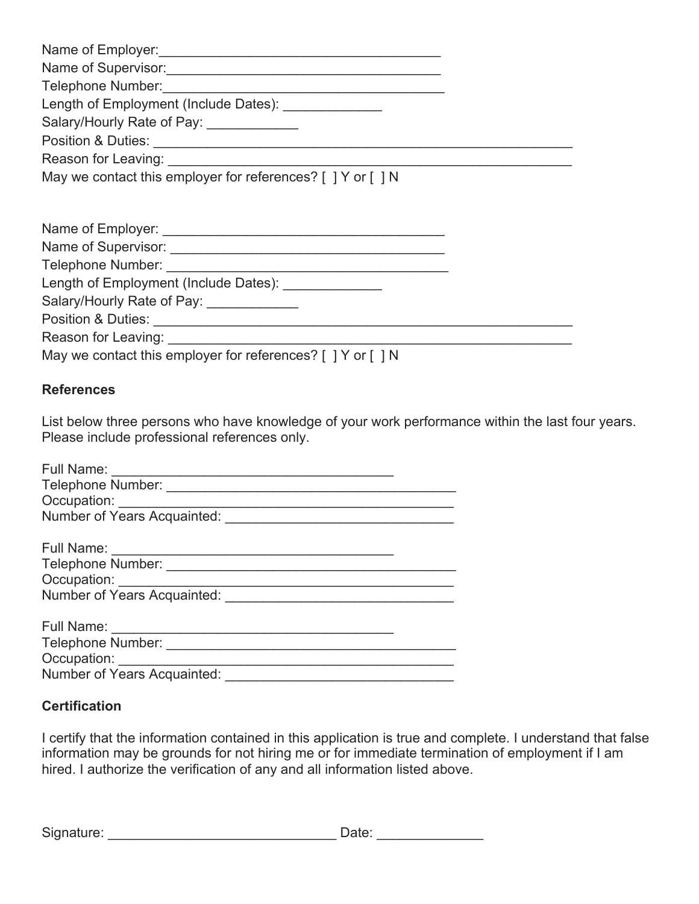Name of Employer:_____________________________________
Name of Supervisor:____________________________________
Telephone Number:_____________________________________
Length of Employment (Include Dates): _____________
Salary/Hourly Rate of Pay: ____________
Position & Duties: ________________________________________________________
Reason for Leaving: _______________________________________________________
May we contact this employer for references? [ ] Y or [ ] N

Name of Employer: _____________________________________
Name of Supervisor: ____________________________________
Telephone Number: _____________________________________
Length of Employment (Include Dates): _____________
Salary/Hourly Rate of Pay: ____________
Position & Duties: ________________________________________________________
Reason for Leaving: _______________________________________________________
May we contact this employer for references? [ ] Y or [ ] N

**References**

List below three persons who have knowledge of your work performance within the last four years. Please include professional references only.

Full Name: _____________________________________
Telephone Number: ______________________________________
Occupation: ____________________________________________
Number of Years Acquainted: ______________________________

Full Name: _____________________________________
Telephone Number: ______________________________________
Occupation: ____________________________________________
Number of Years Acquainted: ______________________________

Full Name: _____________________________________
Telephone Number: ______________________________________
Occupation: ____________________________________________
Number of Years Acquainted: ______________________________

**Certification**

I certify that the information contained in this application is true and complete. I understand that false information may be grounds for not hiring me or for immediate termination of employment if I am hired. I authorize the verification of any and all information listed above.

Signature: ______________________________ Date: ______________